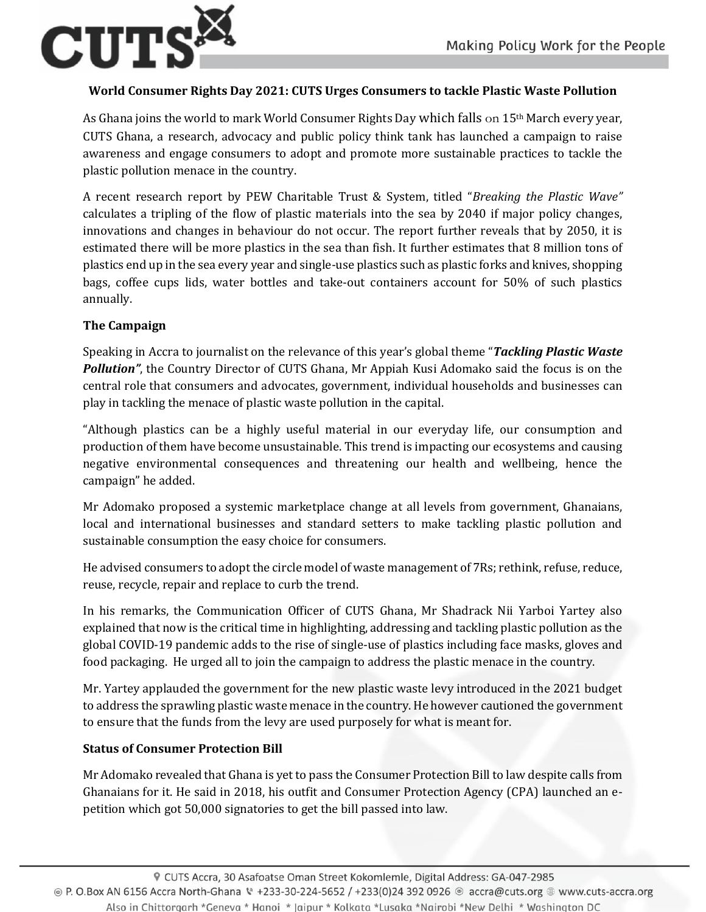**World Consumer Rights Day 2021: CUTS Urges Consumers to tackle Plastic Waste Pollution**

As Ghana joins the world to mark World Consumer Rights Day which falls on 15th March every year, CUTS Ghana, a research, advocacy and public policy think tank has launched a campaign to raise awareness and engage consumers to adopt and promote more sustainable practices to tackle the plastic pollution menace in the country.

A recent research report by PEW Charitable Trust & System, titled "*Breaking the Plastic Wave"* calculates a tripling of the flow of plastic materials into the sea by 2040 if major policy changes, innovations and changes in behaviour do not occur. The report further reveals that by 2050, it is estimated there will be more plastics in the sea than fish. It further estimates that 8 million tons of plastics end up in the sea every year and single-use plastics such as plastic forks and knives, shopping bags, coffee cups lids, water bottles and take-out containers account for 50% of such plastics annually.

**The Campaign**

Speaking in Accra to journalist on the relevance of this year's global theme "***Tackling Plastic Waste Pollution"***, the Country Director of CUTS Ghana, Mr Appiah Kusi Adomako said the focus is on the central role that consumers and advocates, government, individual households and businesses can play in tackling the menace of plastic waste pollution in the capital.

"Although plastics can be a highly useful material in our everyday life, our consumption and production of them have become unsustainable. This trend is impacting our ecosystems and causing negative environmental consequences and threatening our health and wellbeing, hence the campaign" he added.

Mr Adomako proposed a systemic marketplace change at all levels from government, Ghanaians, local and international businesses and standard setters to make tackling plastic pollution and sustainable consumption the easy choice for consumers.

He advised consumers to adopt the circle model of waste management of 7Rs; rethink, refuse, reduce, reuse, recycle, repair and replace to curb the trend.

In his remarks, the Communication Officer of CUTS Ghana, Mr Shadrack Nii Yarboi Yartey also explained that now is the critical time in highlighting, addressing and tackling plastic pollution as the global COVID-19 pandemic adds to the rise of single-use of plastics including face masks, gloves and food packaging. He urged all to join the campaign to address the plastic menace in the country.

Mr. Yartey applauded the government for the new plastic waste levy introduced in the 2021 budget to address the sprawling plastic waste menace in the country. He however cautioned the government to ensure that the funds from the levy are used purposely for what is meant for.

**Status of Consumer Protection Bill**

Mr Adomako revealed that Ghana is yet to pass the Consumer Protection Bill to law despite calls from Ghanaians for it. He said in 2018, his outfit and Consumer Protection Agency (CPA) launched an e-petition which got 50,000 signatories to get the bill passed into law.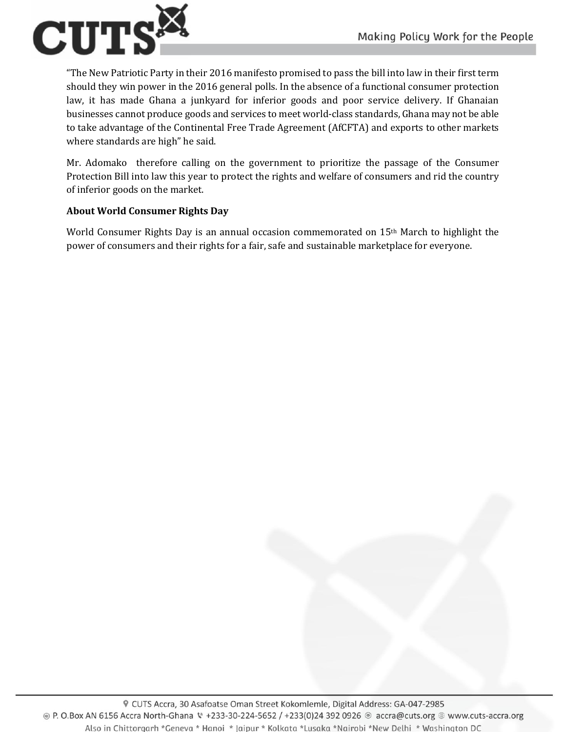"The New Patriotic Party in their 2016 manifesto promised to pass the bill into law in their first term should they win power in the 2016 general polls. In the absence of a functional consumer protection law, it has made Ghana a junkyard for inferior goods and poor service delivery. If Ghanaian businesses cannot produce goods and services to meet world-class standards, Ghana may not be able to take advantage of the Continental Free Trade Agreement (AfCFTA) and exports to other markets where standards are high" he said.

Mr. Adomako therefore calling on the government to prioritize the passage of the Consumer Protection Bill into law this year to protect the rights and welfare of consumers and rid the country of inferior goods on the market.

**About World Consumer Rights Day**

World Consumer Rights Day is an annual occasion commemorated on 15th March to highlight the power of consumers and their rights for a fair, safe and sustainable marketplace for everyone.